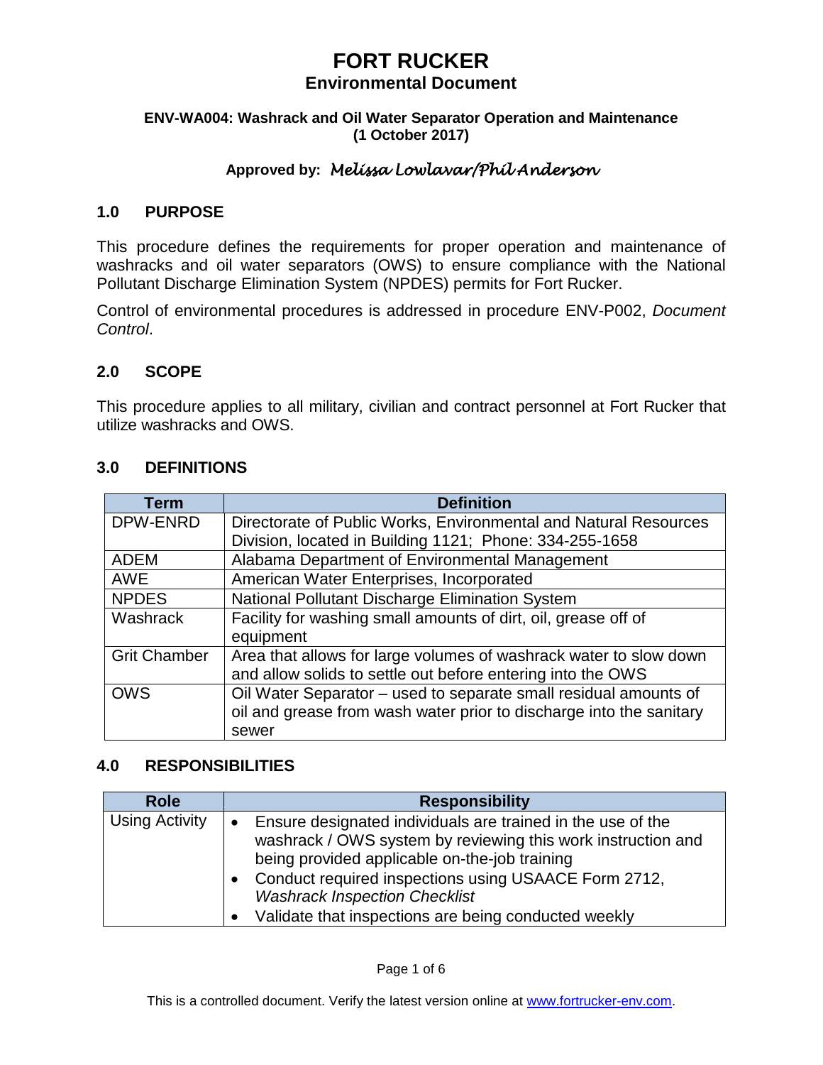# FORT RUCKER
## Environmental Document

**ENV-WA004: Washrack and Oil Water Separator Operation and Maintenance (1 October 2017)**

**Approved by:** *Melissa Lowlavar/Phil Anderson*

### 1.0 PURPOSE

This procedure defines the requirements for proper operation and maintenance of washracks and oil water separators (OWS) to ensure compliance with the National Pollutant Discharge Elimination System (NPDES) permits for Fort Rucker.

Control of environmental procedures is addressed in procedure ENV-P002, *Document Control*.

### 2.0 SCOPE

This procedure applies to all military, civilian and contract personnel at Fort Rucker that utilize washracks and OWS.

### 3.0 DEFINITIONS

| Term | Definition |
|---|---|
| DPW-ENRD | Directorate of Public Works, Environmental and Natural Resources Division, located in Building 1121; Phone: 334-255-1658 |
| ADEM | Alabama Department of Environmental Management |
| AWE | American Water Enterprises, Incorporated |
| NPDES | National Pollutant Discharge Elimination System |
| Washrack | Facility for washing small amounts of dirt, oil, grease off of equipment |
| Grit Chamber | Area that allows for large volumes of washrack water to slow down and allow solids to settle out before entering into the OWS |
| OWS | Oil Water Separator – used to separate small residual amounts of oil and grease from wash water prior to discharge into the sanitary sewer |

### 4.0 RESPONSIBILITIES

| Role | Responsibility |
|---|---|
| Using Activity | • Ensure designated individuals are trained in the use of the washrack / OWS system by reviewing this work instruction and being provided applicable on-the-job training<br>• Conduct required inspections using USAACE Form 2712, *Washrack Inspection Checklist*<br>• Validate that inspections are being conducted weekly |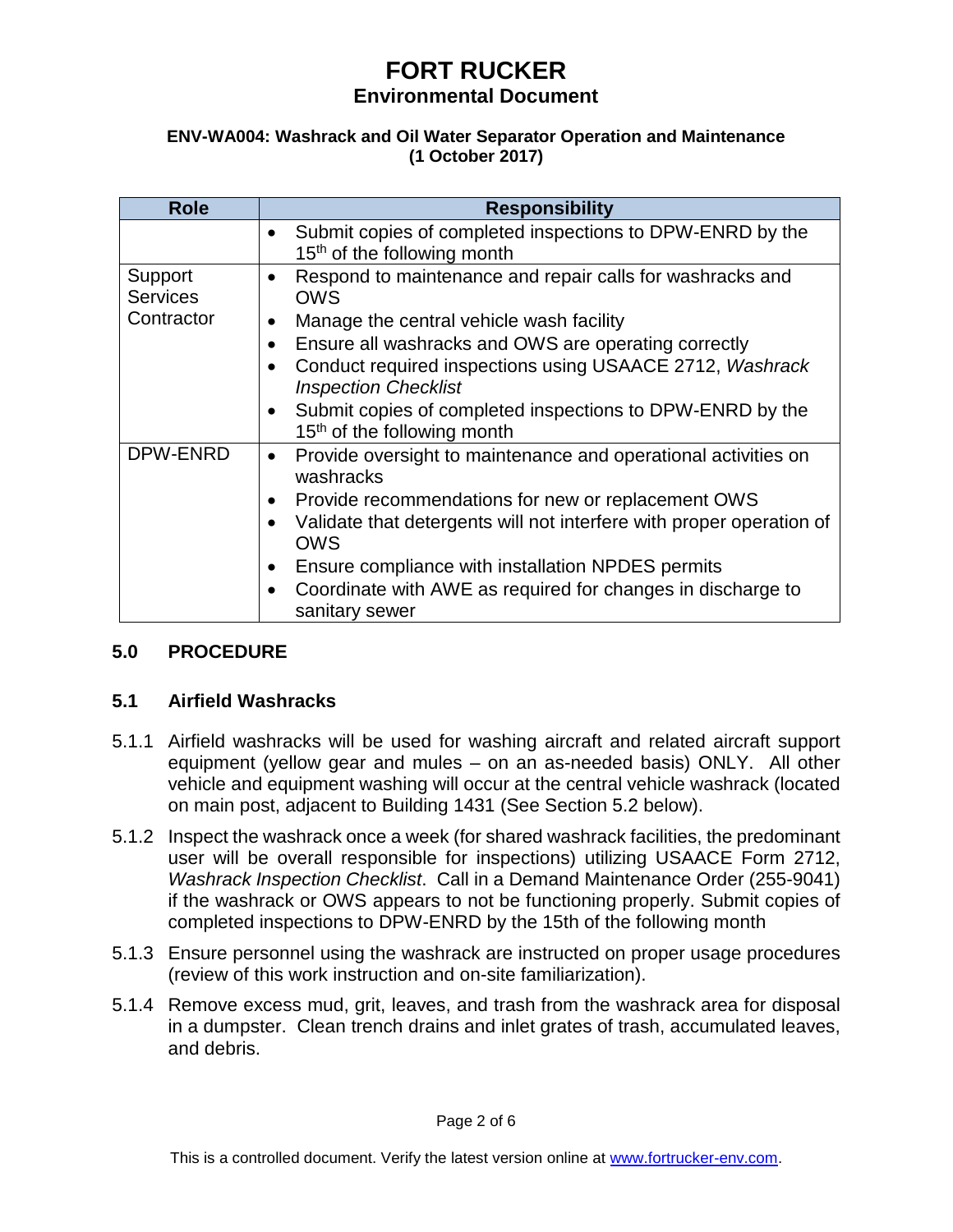| Role | Responsibility |
| --- | --- |
| | • Submit copies of completed inspections to DPW-ENRD by the 15th of the following month |
| Support Services Contractor | • Respond to maintenance and repair calls for washracks and OWS<br>• Manage the central vehicle wash facility<br>• Ensure all washracks and OWS are operating correctly<br>• Conduct required inspections using USAACE 2712, *Washrack Inspection Checklist*<br>• Submit copies of completed inspections to DPW-ENRD by the 15th of the following month |
| DPW-ENRD | • Provide oversight to maintenance and operational activities on washracks<br>• Provide recommendations for new or replacement OWS<br>• Validate that detergents will not interfere with proper operation of OWS<br>• Ensure compliance with installation NPDES permits<br>• Coordinate with AWE as required for changes in discharge to sanitary sewer |

## 5.0 PROCEDURE

### 5.1 Airfield Washracks

5.1.1 Airfield washracks will be used for washing aircraft and related aircraft support equipment (yellow gear and mules – on an as-needed basis) ONLY. All other vehicle and equipment washing will occur at the central vehicle washrack (located on main post, adjacent to Building 1431 (See Section 5.2 below).

5.1.2 Inspect the washrack once a week (for shared washrack facilities, the predominant user will be overall responsible for inspections) utilizing USAACE Form 2712, *Washrack Inspection Checklist*. Call in a Demand Maintenance Order (255-9041) if the washrack or OWS appears to not be functioning properly. Submit copies of completed inspections to DPW-ENRD by the 15th of the following month

5.1.3 Ensure personnel using the washrack are instructed on proper usage procedures (review of this work instruction and on-site familiarization).

5.1.4 Remove excess mud, grit, leaves, and trash from the washrack area for disposal in a dumpster. Clean trench drains and inlet grates of trash, accumulated leaves, and debris.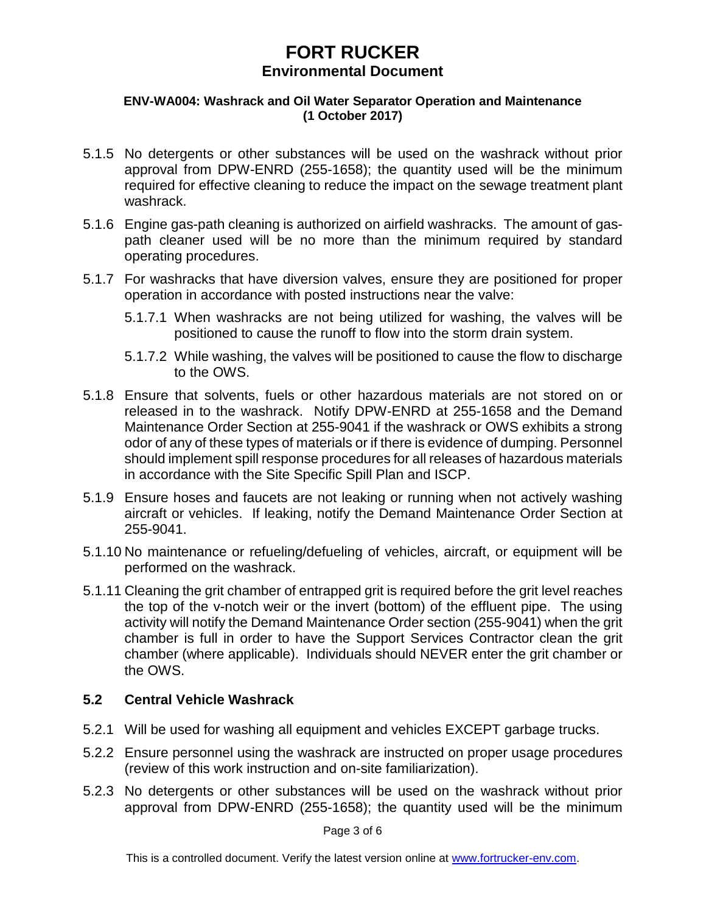5.1.5 No detergents or other substances will be used on the washrack without prior approval from DPW-ENRD (255-1658); the quantity used will be the minimum required for effective cleaning to reduce the impact on the sewage treatment plant washrack.

5.1.6 Engine gas-path cleaning is authorized on airfield washracks. The amount of gas-path cleaner used will be no more than the minimum required by standard operating procedures.

5.1.7 For washracks that have diversion valves, ensure they are positioned for proper operation in accordance with posted instructions near the valve:

- 5.1.7.1 When washracks are not being utilized for washing, the valves will be positioned to cause the runoff to flow into the storm drain system.
- 5.1.7.2 While washing, the valves will be positioned to cause the flow to discharge to the OWS.

5.1.8 Ensure that solvents, fuels or other hazardous materials are not stored on or released in to the washrack. Notify DPW-ENRD at 255-1658 and the Demand Maintenance Order Section at 255-9041 if the washrack or OWS exhibits a strong odor of any of these types of materials or if there is evidence of dumping. Personnel should implement spill response procedures for all releases of hazardous materials in accordance with the Site Specific Spill Plan and ISCP.

5.1.9 Ensure hoses and faucets are not leaking or running when not actively washing aircraft or vehicles. If leaking, notify the Demand Maintenance Order Section at 255-9041.

5.1.10 No maintenance or refueling/defueling of vehicles, aircraft, or equipment will be performed on the washrack.

5.1.11 Cleaning the grit chamber of entrapped grit is required before the grit level reaches the top of the v-notch weir or the invert (bottom) of the effluent pipe. The using activity will notify the Demand Maintenance Order section (255-9041) when the grit chamber is full in order to have the Support Services Contractor clean the grit chamber (where applicable). Individuals should NEVER enter the grit chamber or the OWS.

## 5.2 Central Vehicle Washrack

5.2.1 Will be used for washing all equipment and vehicles EXCEPT garbage trucks.

5.2.2 Ensure personnel using the washrack are instructed on proper usage procedures (review of this work instruction and on-site familiarization).

5.2.3 No detergents or other substances will be used on the washrack without prior approval from DPW-ENRD (255-1658); the quantity used will be the minimum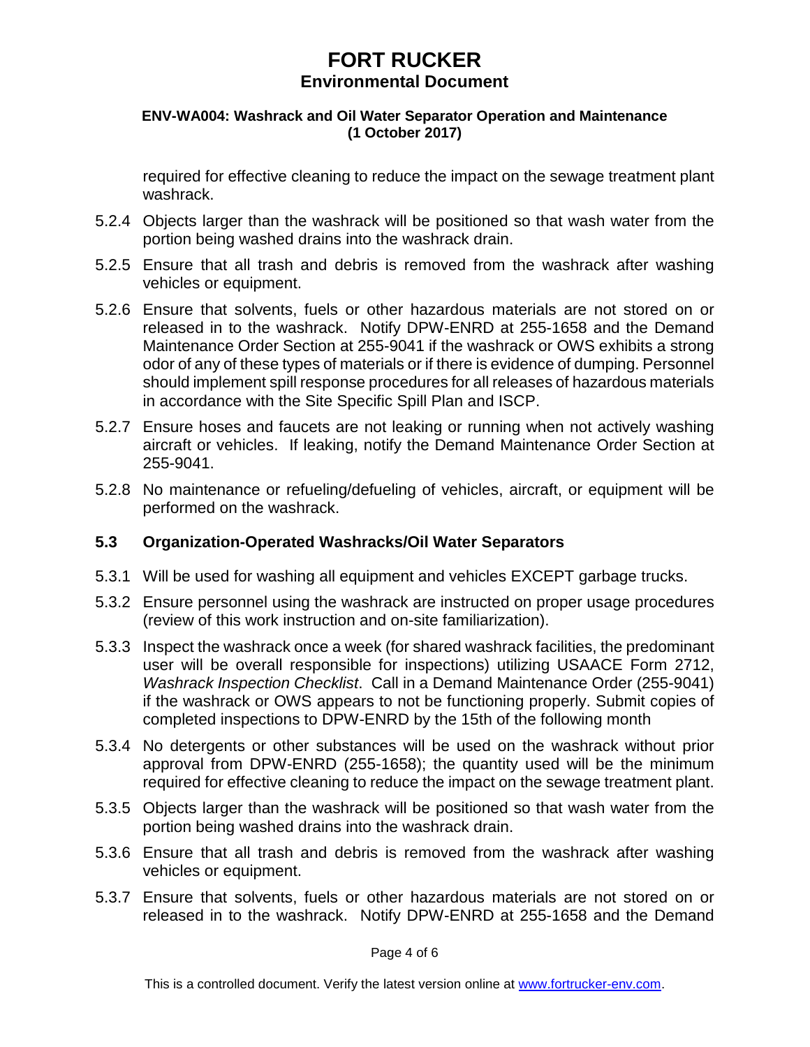required for effective cleaning to reduce the impact on the sewage treatment plant washrack.

5.2.4 Objects larger than the washrack will be positioned so that wash water from the portion being washed drains into the washrack drain.

5.2.5 Ensure that all trash and debris is removed from the washrack after washing vehicles or equipment.

5.2.6 Ensure that solvents, fuels or other hazardous materials are not stored on or released in to the washrack. Notify DPW-ENRD at 255-1658 and the Demand Maintenance Order Section at 255-9041 if the washrack or OWS exhibits a strong odor of any of these types of materials or if there is evidence of dumping. Personnel should implement spill response procedures for all releases of hazardous materials in accordance with the Site Specific Spill Plan and ISCP.

5.2.7 Ensure hoses and faucets are not leaking or running when not actively washing aircraft or vehicles. If leaking, notify the Demand Maintenance Order Section at 255-9041.

5.2.8 No maintenance or refueling/defueling of vehicles, aircraft, or equipment will be performed on the washrack.

### 5.3 Organization-Operated Washracks/Oil Water Separators

5.3.1 Will be used for washing all equipment and vehicles EXCEPT garbage trucks.

5.3.2 Ensure personnel using the washrack are instructed on proper usage procedures (review of this work instruction and on-site familiarization).

5.3.3 Inspect the washrack once a week (for shared washrack facilities, the predominant user will be overall responsible for inspections) utilizing USAACE Form 2712, *Washrack Inspection Checklist*. Call in a Demand Maintenance Order (255-9041) if the washrack or OWS appears to not be functioning properly. Submit copies of completed inspections to DPW-ENRD by the 15th of the following month

5.3.4 No detergents or other substances will be used on the washrack without prior approval from DPW-ENRD (255-1658); the quantity used will be the minimum required for effective cleaning to reduce the impact on the sewage treatment plant.

5.3.5 Objects larger than the washrack will be positioned so that wash water from the portion being washed drains into the washrack drain.

5.3.6 Ensure that all trash and debris is removed from the washrack after washing vehicles or equipment.

5.3.7 Ensure that solvents, fuels or other hazardous materials are not stored on or released in to the washrack. Notify DPW-ENRD at 255-1658 and the Demand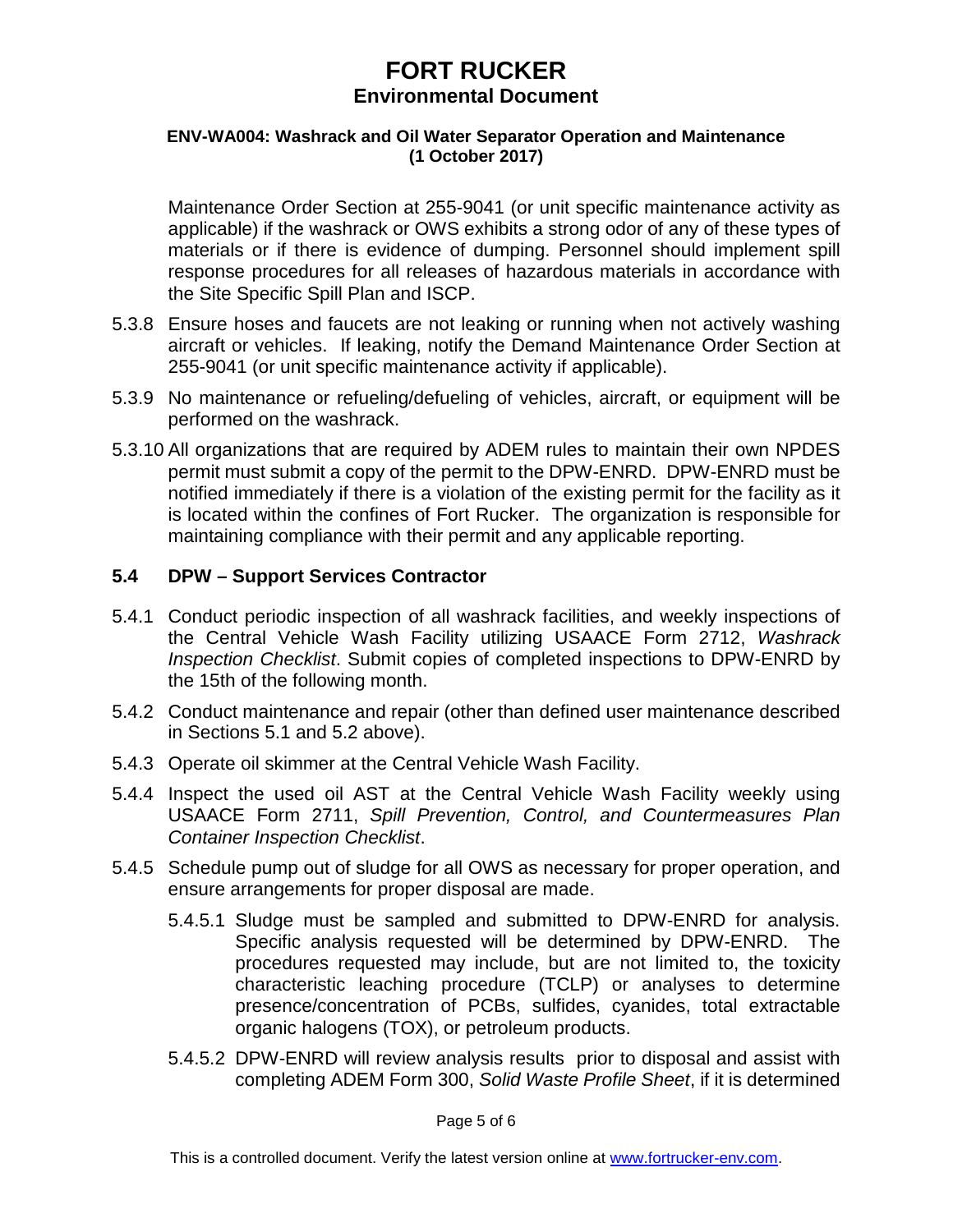Maintenance Order Section at 255-9041 (or unit specific maintenance activity as applicable) if the washrack or OWS exhibits a strong odor of any of these types of materials or if there is evidence of dumping. Personnel should implement spill response procedures for all releases of hazardous materials in accordance with the Site Specific Spill Plan and ISCP.

5.3.8 Ensure hoses and faucets are not leaking or running when not actively washing aircraft or vehicles. If leaking, notify the Demand Maintenance Order Section at 255-9041 (or unit specific maintenance activity if applicable).

5.3.9 No maintenance or refueling/defueling of vehicles, aircraft, or equipment will be performed on the washrack.

5.3.10 All organizations that are required by ADEM rules to maintain their own NPDES permit must submit a copy of the permit to the DPW-ENRD. DPW-ENRD must be notified immediately if there is a violation of the existing permit for the facility as it is located within the confines of Fort Rucker. The organization is responsible for maintaining compliance with their permit and any applicable reporting.

## 5.4 DPW – Support Services Contractor

5.4.1 Conduct periodic inspection of all washrack facilities, and weekly inspections of the Central Vehicle Wash Facility utilizing USAACE Form 2712, *Washrack Inspection Checklist*. Submit copies of completed inspections to DPW-ENRD by the 15th of the following month.

5.4.2 Conduct maintenance and repair (other than defined user maintenance described in Sections 5.1 and 5.2 above).

5.4.3 Operate oil skimmer at the Central Vehicle Wash Facility.

5.4.4 Inspect the used oil AST at the Central Vehicle Wash Facility weekly using USAACE Form 2711, *Spill Prevention, Control, and Countermeasures Plan Container Inspection Checklist*.

5.4.5 Schedule pump out of sludge for all OWS as necessary for proper operation, and ensure arrangements for proper disposal are made.

5.4.5.1 Sludge must be sampled and submitted to DPW-ENRD for analysis. Specific analysis requested will be determined by DPW-ENRD. The procedures requested may include, but are not limited to, the toxicity characteristic leaching procedure (TCLP) or analyses to determine presence/concentration of PCBs, sulfides, cyanides, total extractable organic halogens (TOX), or petroleum products.

5.4.5.2 DPW-ENRD will review analysis results prior to disposal and assist with completing ADEM Form 300, *Solid Waste Profile Sheet*, if it is determined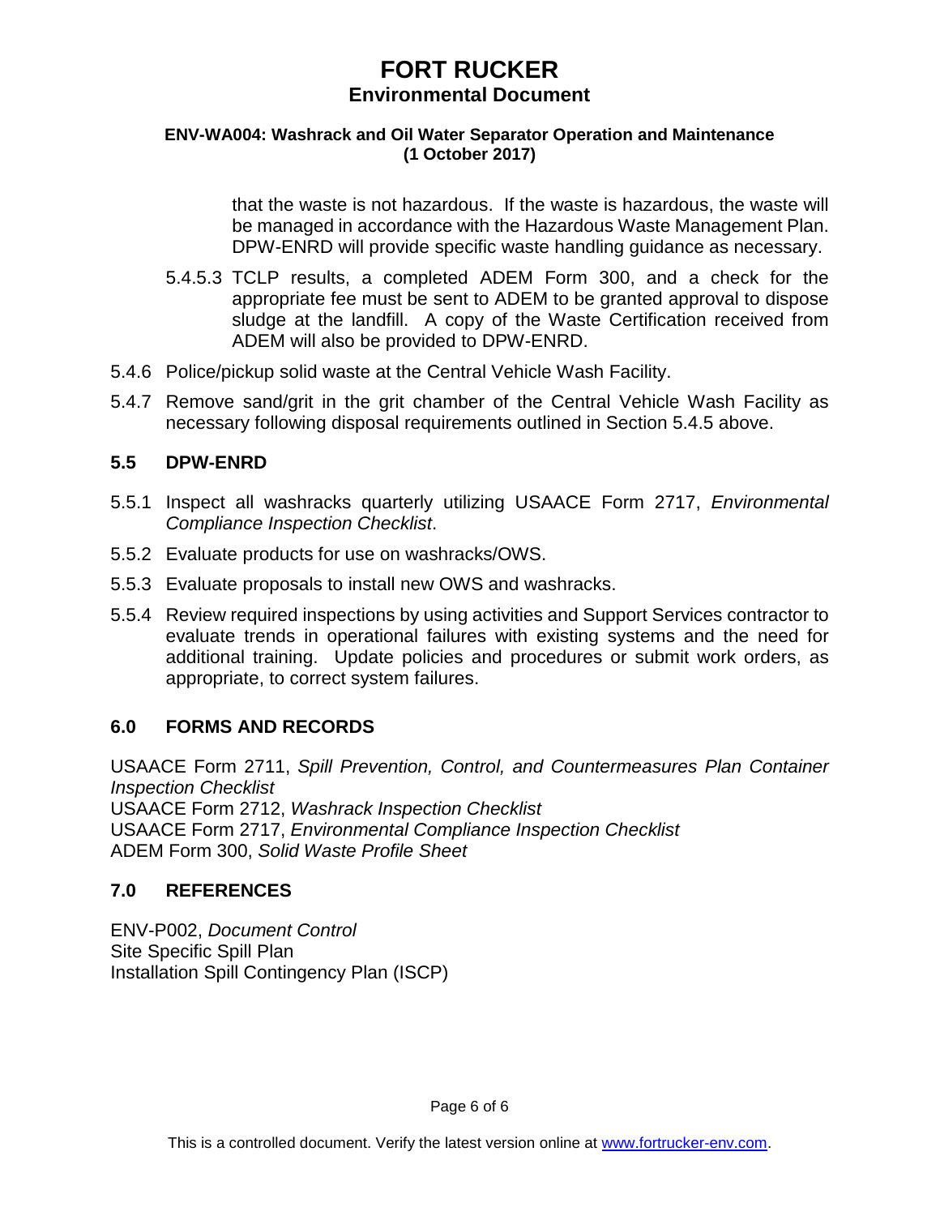that the waste is not hazardous. If the waste is hazardous, the waste will be managed in accordance with the Hazardous Waste Management Plan. DPW-ENRD will provide specific waste handling guidance as necessary.

5.4.5.3 TCLP results, a completed ADEM Form 300, and a check for the appropriate fee must be sent to ADEM to be granted approval to dispose sludge at the landfill. A copy of the Waste Certification received from ADEM will also be provided to DPW-ENRD.

5.4.6 Police/pickup solid waste at the Central Vehicle Wash Facility.

5.4.7 Remove sand/grit in the grit chamber of the Central Vehicle Wash Facility as necessary following disposal requirements outlined in Section 5.4.5 above.

### 5.5 DPW-ENRD

5.5.1 Inspect all washracks quarterly utilizing USAACE Form 2717, *Environmental Compliance Inspection Checklist*.

5.5.2 Evaluate products for use on washracks/OWS.

5.5.3 Evaluate proposals to install new OWS and washracks.

5.5.4 Review required inspections by using activities and Support Services contractor to evaluate trends in operational failures with existing systems and the need for additional training. Update policies and procedures or submit work orders, as appropriate, to correct system failures.

## 6.0 FORMS AND RECORDS

USAACE Form 2711, *Spill Prevention, Control, and Countermeasures Plan Container Inspection Checklist*
USAACE Form 2712, *Washrack Inspection Checklist*
USAACE Form 2717, *Environmental Compliance Inspection Checklist*
ADEM Form 300, *Solid Waste Profile Sheet*

## 7.0 REFERENCES

ENV-P002, *Document Control*
Site Specific Spill Plan
Installation Spill Contingency Plan (ISCP)